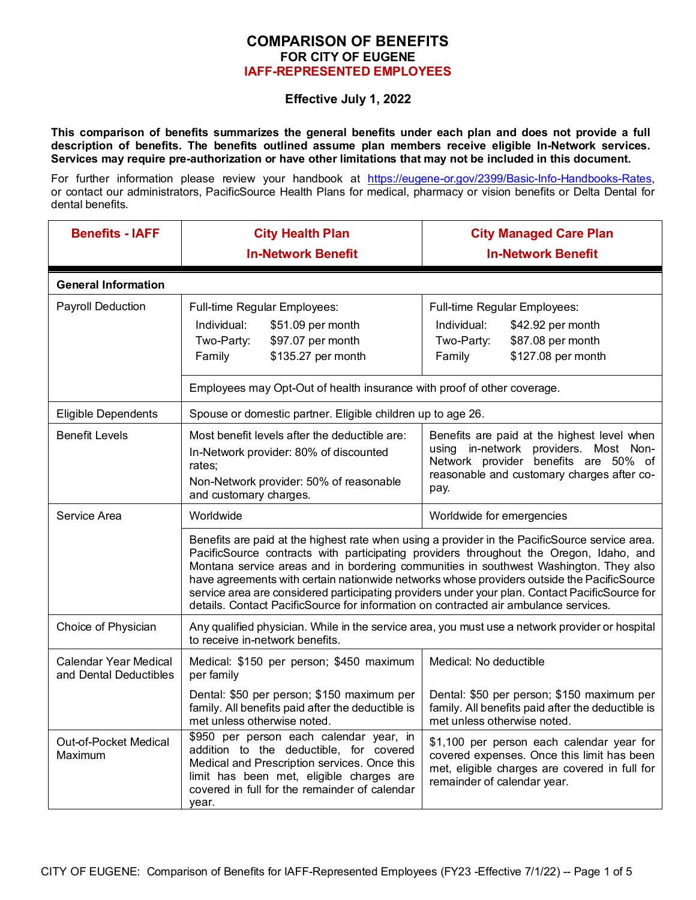# COMPARISON OF BENEFITS
## FOR CITY OF EUGENE
## IAFF-REPRESENTED EMPLOYEES

### Effective July 1, 2022

**This comparison of benefits summarizes the general benefits under each plan and does not provide a full description of benefits. The benefits outlined assume plan members receive eligible In-Network services. Services may require pre-authorization or have other limitations that may not be included in this document.**

For further information please review your handbook at https://eugene-or.gov/2399/Basic-Info-Handbooks-Rates, or contact our administrators, PacificSource Health Plans for medical, pharmacy or vision benefits or Delta Dental for dental benefits.

| Benefits - IAFF | City Health Plan In-Network Benefit | City Managed Care Plan In-Network Benefit |
|---|---|---|
| **General Information** | | |
| Payroll Deduction | Full-time Regular Employees:<br>Individual: $51.09 per month<br>Two-Party: $97.07 per month<br>Family $135.27 per month | Full-time Regular Employees:<br>Individual: $42.92 per month<br>Two-Party: $87.08 per month<br>Family $127.08 per month |
| | Employees may Opt-Out of health insurance with proof of other coverage. | |
| Eligible Dependents | Spouse or domestic partner. Eligible children up to age 26. | |
| Benefit Levels | Most benefit levels after the deductible are:<br>In-Network provider: 80% of discounted rates;<br>Non-Network provider: 50% of reasonable and customary charges. | Benefits are paid at the highest level when using in-network providers. Most Non-Network provider benefits are 50% of reasonable and customary charges after co-pay. |
| Service Area | Worldwide | Worldwide for emergencies |
| | Benefits are paid at the highest rate when using a provider in the PacificSource service area. PacificSource contracts with participating providers throughout the Oregon, Idaho, and Montana service areas and in bordering communities in southwest Washington. They also have agreements with certain nationwide networks whose providers outside the PacificSource service area are considered participating providers under your plan. Contact PacificSource for details. Contact PacificSource for information on contracted air ambulance services. | |
| Choice of Physician | Any qualified physician. While in the service area, you must use a network provider or hospital to receive in-network benefits. | |
| Calendar Year Medical and Dental Deductibles | Medical: $150 per person; $450 maximum per family<br><br>Dental: $50 per person; $150 maximum per family. All benefits paid after the deductible is met unless otherwise noted. | Medical: No deductible<br><br>Dental: $50 per person; $150 maximum per family. All benefits paid after the deductible is met unless otherwise noted. |
| Out-of-Pocket Medical Maximum | $950 per person each calendar year, in addition to the deductible, for covered Medical and Prescription services. Once this limit has been met, eligible charges are covered in full for the remainder of calendar year. | $1,100 per person each calendar year for covered expenses. Once this limit has been met, eligible charges are covered in full for remainder of calendar year. |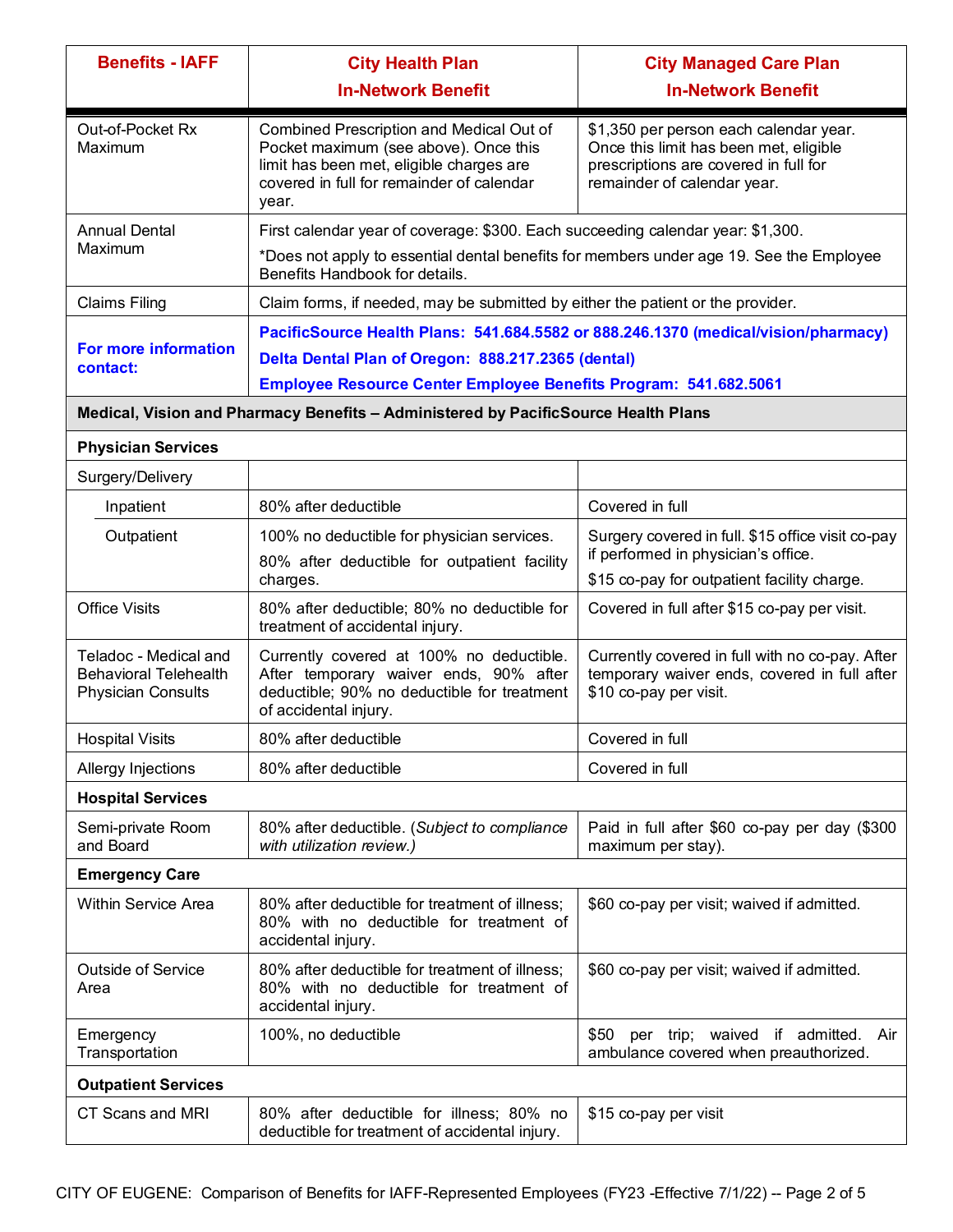| Benefits - IAFF | City Health Plan In-Network Benefit | City Managed Care Plan In-Network Benefit |
|---|---|---|
| Out-of-Pocket Rx Maximum | Combined Prescription and Medical Out of Pocket maximum (see above). Once this limit has been met, eligible charges are covered in full for remainder of calendar year. | $1,350 per person each calendar year. Once this limit has been met, eligible prescriptions are covered in full for remainder of calendar year. |
| Annual Dental Maximum | First calendar year of coverage: $300. Each succeeding calendar year: $1,300. *Does not apply to essential dental benefits for members under age 19. See the Employee Benefits Handbook for details. | |
| Claims Filing | Claim forms, if needed, may be submitted by either the patient or the provider. | |
| **For more information contact:** | **PacificSource Health Plans: 541.684.5582 or 888.246.1370 (medical/vision/pharmacy)** **Delta Dental Plan of Oregon: 888.217.2365 (dental)** **Employee Resource Center Employee Benefits Program: 541.682.5061** | |
| **Medical, Vision and Pharmacy Benefits – Administered by PacificSource Health Plans** | | |
| **Physician Services** | | |
| Surgery/Delivery | | |
| Inpatient | 80% after deductible | Covered in full |
| Outpatient | 100% no deductible for physician services. 80% after deductible for outpatient facility charges. | Surgery covered in full. $15 office visit co-pay if performed in physician's office. $15 co-pay for outpatient facility charge. |
| Office Visits | 80% after deductible; 80% no deductible for treatment of accidental injury. | Covered in full after $15 co-pay per visit. |
| Teladoc - Medical and Behavioral Telehealth Physician Consults | Currently covered at 100% no deductible. After temporary waiver ends, 90% after deductible; 90% no deductible for treatment of accidental injury. | Currently covered in full with no co-pay. After temporary waiver ends, covered in full after $10 co-pay per visit. |
| Hospital Visits | 80% after deductible | Covered in full |
| Allergy Injections | 80% after deductible | Covered in full |
| **Hospital Services** | | |
| Semi-private Room and Board | 80% after deductible. (*Subject to compliance with utilization review.*) | Paid in full after $60 co-pay per day ($300 maximum per stay). |
| **Emergency Care** | | |
| Within Service Area | 80% after deductible for treatment of illness; 80% with no deductible for treatment of accidental injury. | $60 co-pay per visit; waived if admitted. |
| Outside of Service Area | 80% after deductible for treatment of illness; 80% with no deductible for treatment of accidental injury. | $60 co-pay per visit; waived if admitted. |
| Emergency Transportation | 100%, no deductible | $50 per trip; waived if admitted. Air ambulance covered when preauthorized. |
| **Outpatient Services** | | |
| CT Scans and MRI | 80% after deductible for illness; 80% no deductible for treatment of accidental injury. | $15 co-pay per visit |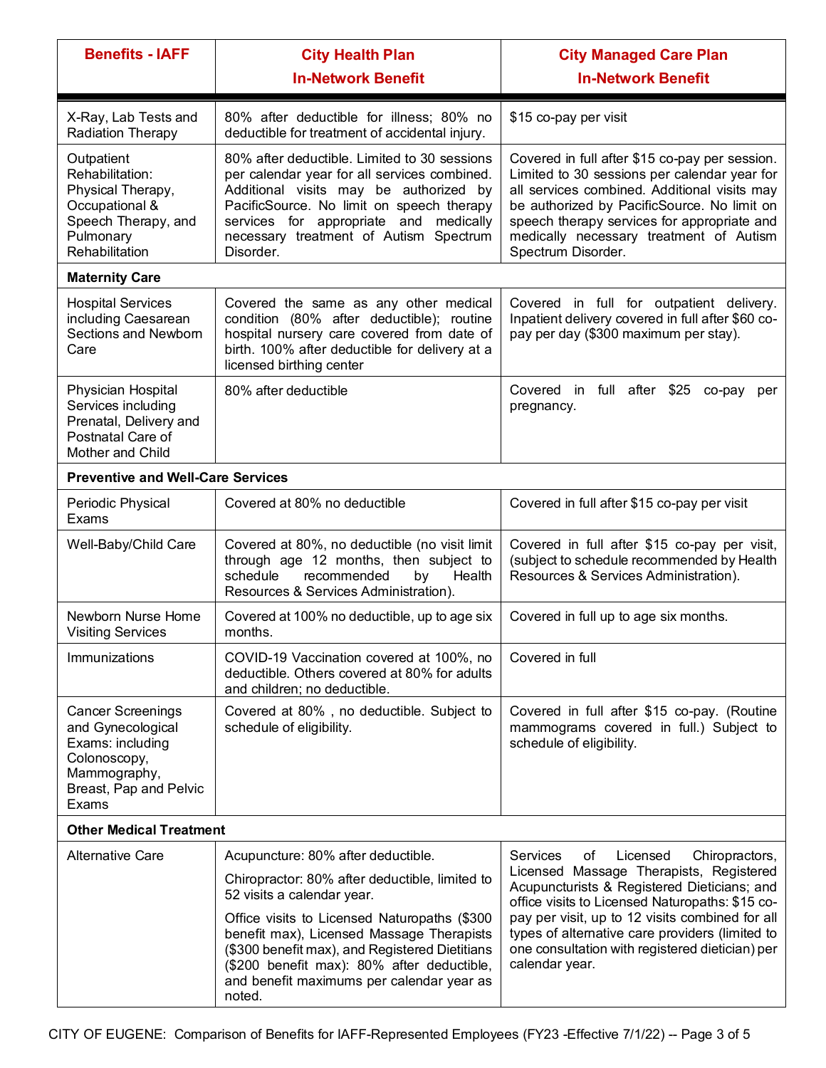| Benefits - IAFF | City Health Plan In-Network Benefit | City Managed Care Plan In-Network Benefit |
|---|---|---|
| X-Ray, Lab Tests and Radiation Therapy | 80% after deductible for illness; 80% no deductible for treatment of accidental injury. | $15 co-pay per visit |
| Outpatient Rehabilitation: Physical Therapy, Occupational & Speech Therapy, and Pulmonary Rehabilitation | 80% after deductible. Limited to 30 sessions per calendar year for all services combined. Additional visits may be authorized by PacificSource. No limit on speech therapy services for appropriate and medically necessary treatment of Autism Spectrum Disorder. | Covered in full after $15 co-pay per session. Limited to 30 sessions per calendar year for all services combined. Additional visits may be authorized by PacificSource. No limit on speech therapy services for appropriate and medically necessary treatment of Autism Spectrum Disorder. |
| **Maternity Care** | | |
| Hospital Services including Caesarean Sections and Newborn Care | Covered the same as any other medical condition (80% after deductible); routine hospital nursery care covered from date of birth. 100% after deductible for delivery at a licensed birthing center | Covered in full for outpatient delivery. Inpatient delivery covered in full after $60 co-pay per day ($300 maximum per stay). |
| Physician Hospital Services including Prenatal, Delivery and Postnatal Care of Mother and Child | 80% after deductible | Covered in full after $25 co-pay per pregnancy. |
| **Preventive and Well-Care Services** | | |
| Periodic Physical Exams | Covered at 80% no deductible | Covered in full after $15 co-pay per visit |
| Well-Baby/Child Care | Covered at 80%, no deductible (no visit limit through age 12 months, then subject to schedule recommended by Health Resources & Services Administration). | Covered in full after $15 co-pay per visit, (subject to schedule recommended by Health Resources & Services Administration). |
| Newborn Nurse Home Visiting Services | Covered at 100% no deductible, up to age six months. | Covered in full up to age six months. |
| Immunizations | COVID-19 Vaccination covered at 100%, no deductible. Others covered at 80% for adults and children; no deductible. | Covered in full |
| Cancer Screenings and Gynecological Exams: including Colonoscopy, Mammography, Breast, Pap and Pelvic Exams | Covered at 80% , no deductible. Subject to schedule of eligibility. | Covered in full after $15 co-pay. (Routine mammograms covered in full.) Subject to schedule of eligibility. |
| **Other Medical Treatment** | | |
| Alternative Care | Acupuncture: 80% after deductible.<br><br>Chiropractor: 80% after deductible, limited to 52 visits a calendar year.<br><br>Office visits to Licensed Naturopaths ($300 benefit max), Licensed Massage Therapists ($300 benefit max), and Registered Dietitians ($200 benefit max): 80% after deductible, and benefit maximums per calendar year as noted. | Services of Licensed Chiropractors, Licensed Massage Therapists, Registered Acupuncturists & Registered Dieticians; and office visits to Licensed Naturopaths: $15 co-pay per visit, up to 12 visits combined for all types of alternative care providers (limited to one consultation with registered dietician) per calendar year. |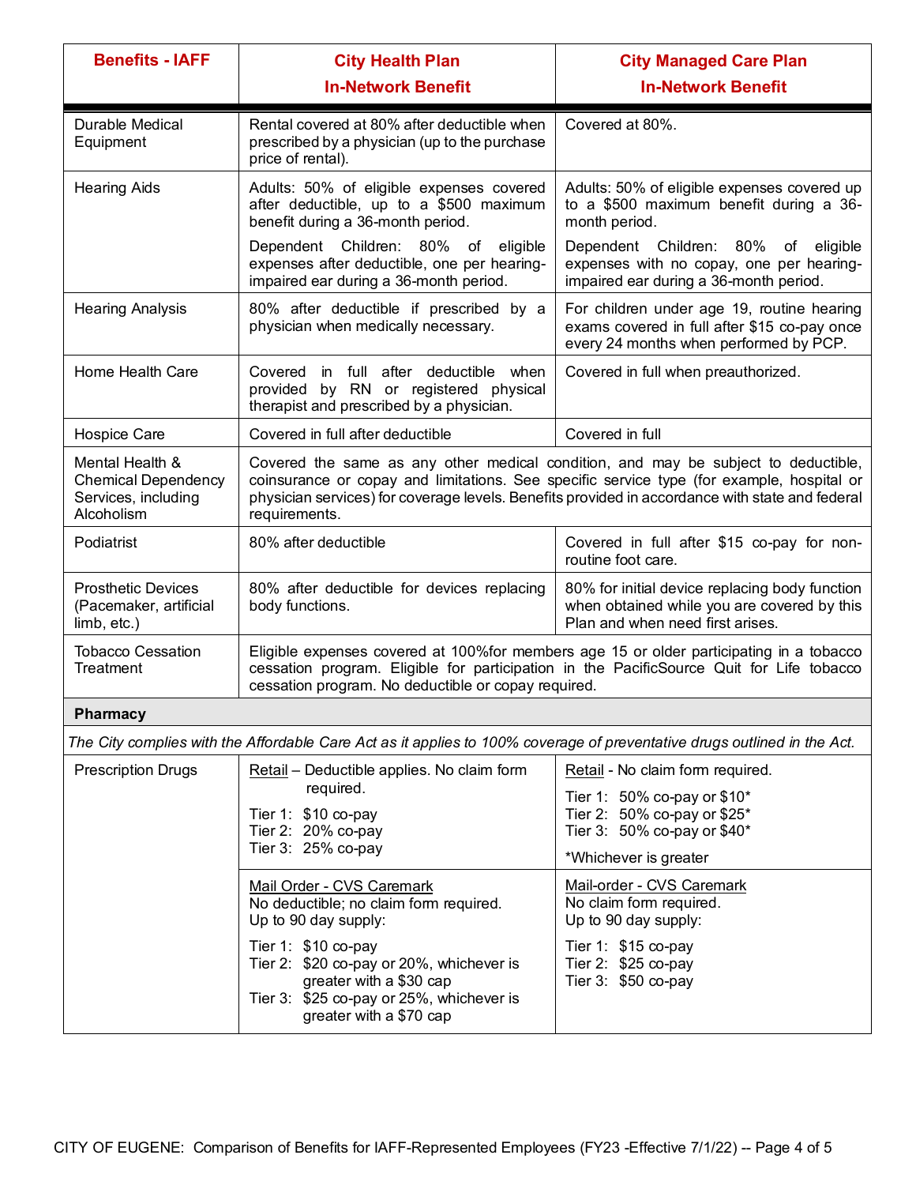| Benefits - IAFF | City Health Plan In-Network Benefit | City Managed Care Plan In-Network Benefit |
|---|---|---|
| Durable Medical Equipment | Rental covered at 80% after deductible when prescribed by a physician (up to the purchase price of rental). | Covered at 80%. |
| Hearing Aids | Adults: 50% of eligible expenses covered after deductible, up to a $500 maximum benefit during a 36-month period.<br><br>Dependent Children: 80% of eligible expenses after deductible, one per hearing-impaired ear during a 36-month period. | Adults: 50% of eligible expenses covered up to a $500 maximum benefit during a 36-month period.<br><br>Dependent Children: 80% of eligible expenses with no copay, one per hearing-impaired ear during a 36-month period. |
| Hearing Analysis | 80% after deductible if prescribed by a physician when medically necessary. | For children under age 19, routine hearing exams covered in full after $15 co-pay once every 24 months when performed by PCP. |
| Home Health Care | Covered in full after deductible when provided by RN or registered physical therapist and prescribed by a physician. | Covered in full when preauthorized. |
| Hospice Care | Covered in full after deductible | Covered in full |
| Mental Health & Chemical Dependency Services, including Alcoholism | Covered the same as any other medical condition, and may be subject to deductible, coinsurance or copay and limitations. See specific service type (for example, hospital or physician services) for coverage levels. Benefits provided in accordance with state and federal requirements. | |
| Podiatrist | 80% after deductible | Covered in full after $15 co-pay for non-routine foot care. |
| Prosthetic Devices (Pacemaker, artificial limb, etc.) | 80% after deductible for devices replacing body functions. | 80% for initial device replacing body function when obtained while you are covered by this Plan and when need first arises. |
| Tobacco Cessation Treatment | Eligible expenses covered at 100%for members age 15 or older participating in a tobacco cessation program. Eligible for participation in the PacificSource Quit for Life tobacco cessation program. No deductible or copay required. | |
| **Pharmacy** | | |
| *The City complies with the Affordable Care Act as it applies to 100% coverage of preventative drugs outlined in the Act.* | | |
| Prescription Drugs | <u>Retail</u> – Deductible applies. No claim form required.<br><br>Tier 1: $10 co-pay<br>Tier 2: 20% co-pay<br>Tier 3: 25% co-pay | <u>Retail</u> - No claim form required.<br><br>Tier 1: 50% co-pay or $10*<br>Tier 2: 50% co-pay or $25*<br>Tier 3: 50% co-pay or $40*<br><br>*Whichever is greater |
| | <u>Mail Order - CVS Caremark</u><br>No deductible; no claim form required.<br>Up to 90 day supply:<br><br>Tier 1: $10 co-pay<br>Tier 2: $20 co-pay or 20%, whichever is greater with a $30 cap<br>Tier 3: $25 co-pay or 25%, whichever is greater with a $70 cap | <u>Mail-order - CVS Caremark</u><br>No claim form required.<br>Up to 90 day supply:<br><br>Tier 1: $15 co-pay<br>Tier 2: $25 co-pay<br>Tier 3: $50 co-pay |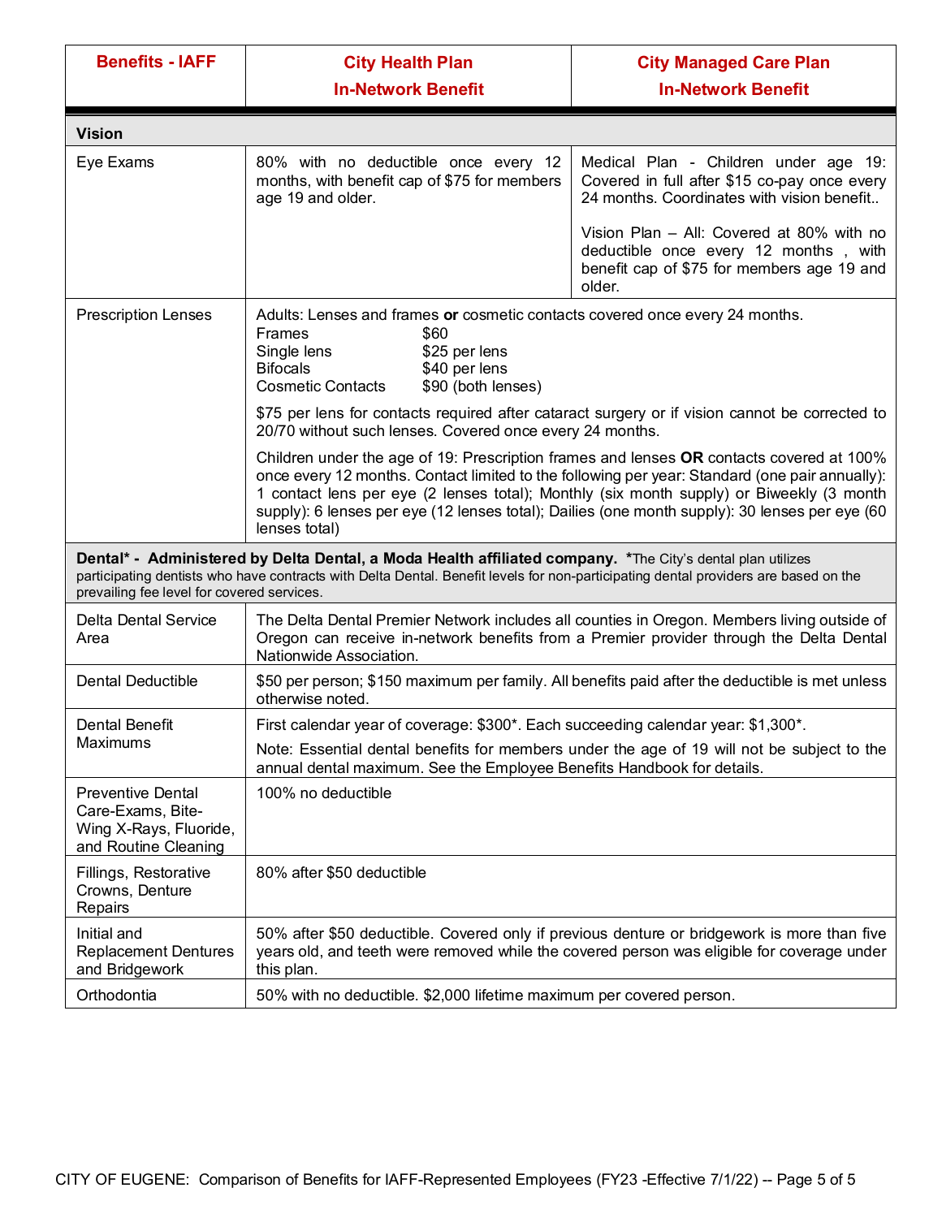| Benefits - IAFF | City Health Plan In-Network Benefit | City Managed Care Plan In-Network Benefit |
|---|---|---|
| **Vision** | | |
| Eye Exams | 80% with no deductible once every 12 months, with benefit cap of $75 for members age 19 and older. | Medical Plan - Children under age 19: Covered in full after $15 co-pay once every 24 months. Coordinates with vision benefit.. <br><br> Vision Plan – All: Covered at 80% with no deductible once every 12 months , with benefit cap of $75 for members age 19 and older. |
| Prescription Lenses | Adults: Lenses and frames **or** cosmetic contacts covered once every 24 months.<br>Frames $60<br>Single lens $25 per lens<br>Bifocals $40 per lens<br>Cosmetic Contacts $90 (both lenses)<br><br>$75 per lens for contacts required after cataract surgery or if vision cannot be corrected to 20/70 without such lenses. Covered once every 24 months.<br><br>Children under the age of 19: Prescription frames and lenses **OR** contacts covered at 100% once every 12 months. Contact limited to the following per year: Standard (one pair annually): 1 contact lens per eye (2 lenses total); Monthly (six month supply) or Biweekly (3 month supply): 6 lenses per eye (12 lenses total); Dailies (one month supply): 30 lenses per eye (60 lenses total) | |
| **Dental\* - Administered by Delta Dental, a Moda Health affiliated company.** \*The City's dental plan utilizes participating dentists who have contracts with Delta Dental. Benefit levels for non-participating dental providers are based on the prevailing fee level for covered services. | | |
| Delta Dental Service Area | The Delta Dental Premier Network includes all counties in Oregon. Members living outside of Oregon can receive in-network benefits from a Premier provider through the Delta Dental Nationwide Association. | |
| Dental Deductible | $50 per person; $150 maximum per family. All benefits paid after the deductible is met unless otherwise noted. | |
| Dental Benefit Maximums | First calendar year of coverage: $300\*. Each succeeding calendar year: $1,300\*.<br><br>Note: Essential dental benefits for members under the age of 19 will not be subject to the annual dental maximum. See the Employee Benefits Handbook for details. | |
| Preventive Dental Care-Exams, Bite-Wing X-Rays, Fluoride, and Routine Cleaning | 100% no deductible | |
| Fillings, Restorative Crowns, Denture Repairs | 80% after $50 deductible | |
| Initial and Replacement Dentures and Bridgework | 50% after $50 deductible. Covered only if previous denture or bridgework is more than five years old, and teeth were removed while the covered person was eligible for coverage under this plan. | |
| Orthodontia | 50% with no deductible. $2,000 lifetime maximum per covered person. | |